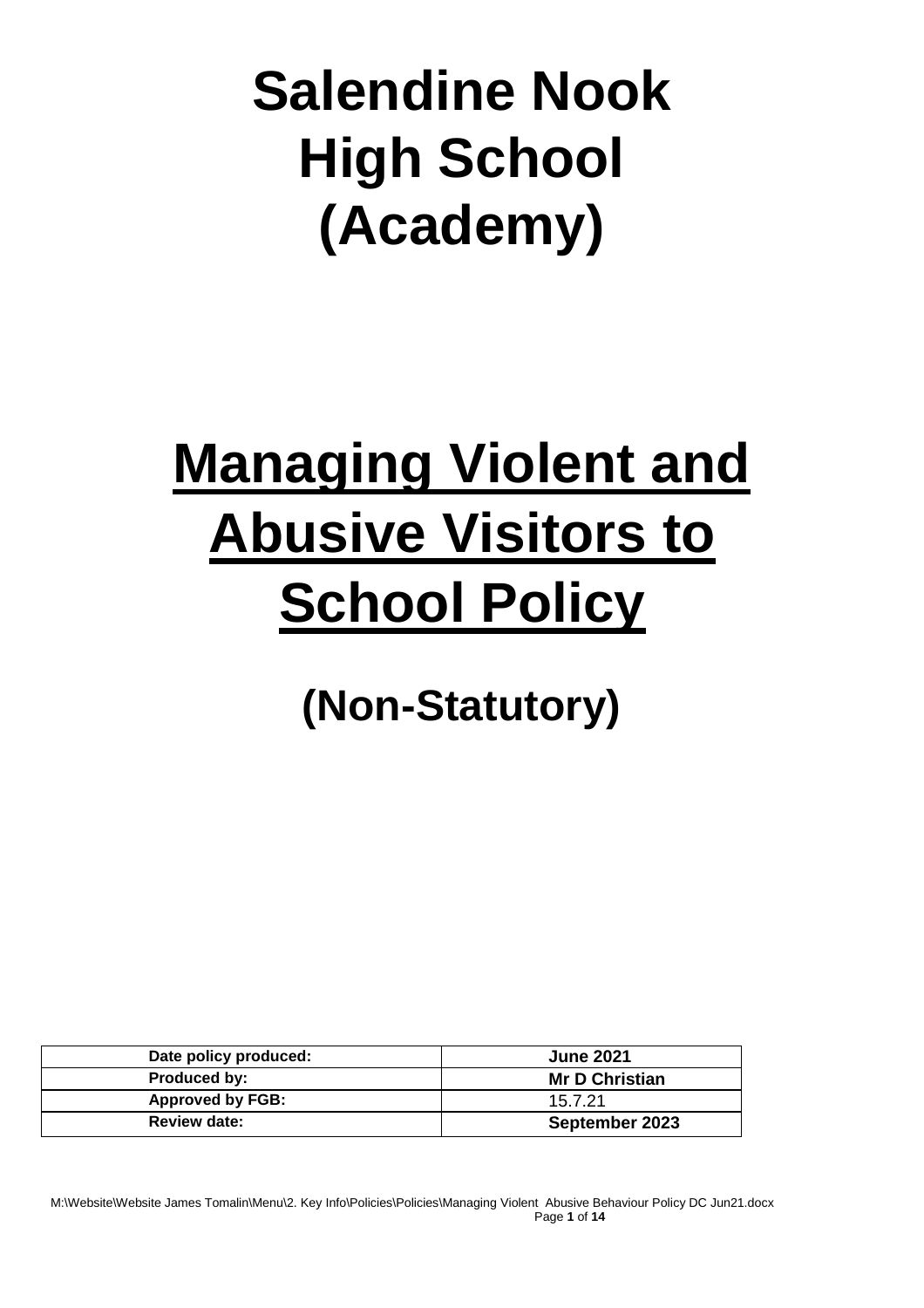# Salendine Nook High School (Academy)

# Managing Violent and Abusive Visitors to School Policy

## (Non-Statutory)

| Date policy produced: | June 2021 |
|---|---|
| Produced by: | Mr D Christian |
| Approved by FGB: | 15.7.21 |
| Review date: | September 2023 |

M:\Website\Website James Tomalin\Menu\2. Key Info\Policies\Policies\Managing Violent Abusive Behaviour Policy DC Jun21.docx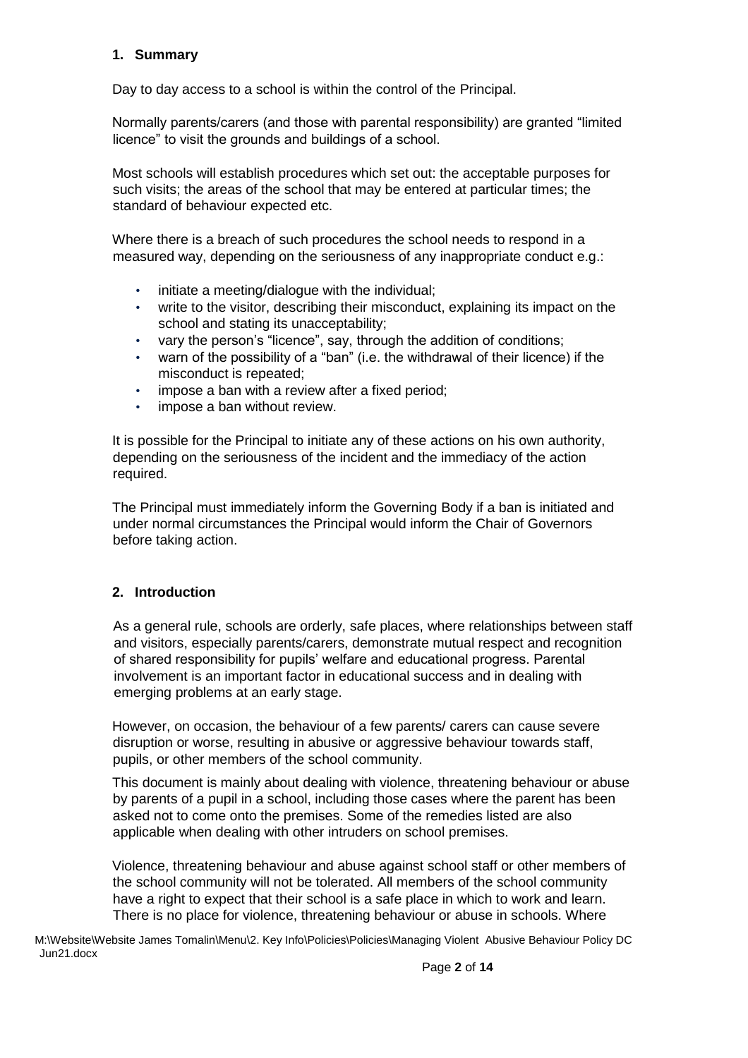## 1. Summary

Day to day access to a school is within the control of the Principal.

Normally parents/carers (and those with parental responsibility) are granted "limited licence" to visit the grounds and buildings of a school.

Most schools will establish procedures which set out: the acceptable purposes for such visits; the areas of the school that may be entered at particular times; the standard of behaviour expected etc.

Where there is a breach of such procedures the school needs to respond in a measured way, depending on the seriousness of any inappropriate conduct e.g.:

- initiate a meeting/dialogue with the individual;
- write to the visitor, describing their misconduct, explaining its impact on the school and stating its unacceptability;
- vary the person's "licence", say, through the addition of conditions;
- warn of the possibility of a "ban" (i.e. the withdrawal of their licence) if the misconduct is repeated;
- impose a ban with a review after a fixed period;
- impose a ban without review.

It is possible for the Principal to initiate any of these actions on his own authority, depending on the seriousness of the incident and the immediacy of the action required.

The Principal must immediately inform the Governing Body if a ban is initiated and under normal circumstances the Principal would inform the Chair of Governors before taking action.

## 2. Introduction

As a general rule, schools are orderly, safe places, where relationships between staff and visitors, especially parents/carers, demonstrate mutual respect and recognition of shared responsibility for pupils' welfare and educational progress. Parental involvement is an important factor in educational success and in dealing with emerging problems at an early stage.

However, on occasion, the behaviour of a few parents/ carers can cause severe disruption or worse, resulting in abusive or aggressive behaviour towards staff, pupils, or other members of the school community.

This document is mainly about dealing with violence, threatening behaviour or abuse by parents of a pupil in a school, including those cases where the parent has been asked not to come onto the premises. Some of the remedies listed are also applicable when dealing with other intruders on school premises.

Violence, threatening behaviour and abuse against school staff or other members of the school community will not be tolerated. All members of the school community have a right to expect that their school is a safe place in which to work and learn. There is no place for violence, threatening behaviour or abuse in schools. Where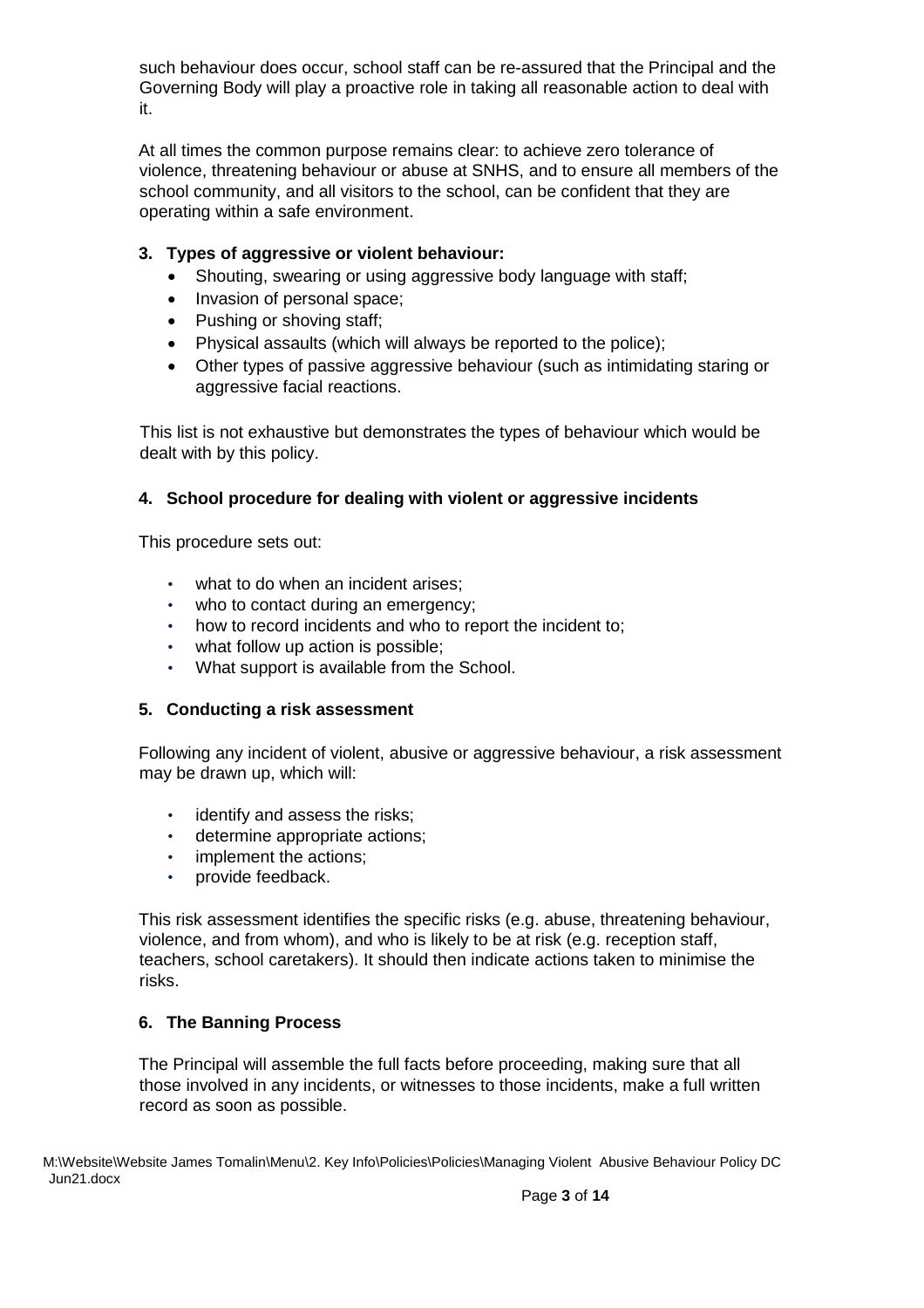such behaviour does occur, school staff can be re-assured that the Principal and the Governing Body will play a proactive role in taking all reasonable action to deal with it.

At all times the common purpose remains clear: to achieve zero tolerance of violence, threatening behaviour or abuse at SNHS, and to ensure all members of the school community, and all visitors to the school, can be confident that they are operating within a safe environment.

## 3. Types of aggressive or violent behaviour:

- Shouting, swearing or using aggressive body language with staff;
- Invasion of personal space;
- Pushing or shoving staff;
- Physical assaults (which will always be reported to the police);
- Other types of passive aggressive behaviour (such as intimidating staring or aggressive facial reactions.

This list is not exhaustive but demonstrates the types of behaviour which would be dealt with by this policy.

## 4. School procedure for dealing with violent or aggressive incidents

This procedure sets out:

- what to do when an incident arises;
- who to contact during an emergency;
- how to record incidents and who to report the incident to;
- what follow up action is possible;
- What support is available from the School.

## 5. Conducting a risk assessment

Following any incident of violent, abusive or aggressive behaviour, a risk assessment may be drawn up, which will:

- identify and assess the risks;
- determine appropriate actions;
- implement the actions;
- provide feedback.

This risk assessment identifies the specific risks (e.g. abuse, threatening behaviour, violence, and from whom), and who is likely to be at risk (e.g. reception staff, teachers, school caretakers). It should then indicate actions taken to minimise the risks.

## 6. The Banning Process

The Principal will assemble the full facts before proceeding, making sure that all those involved in any incidents, or witnesses to those incidents, make a full written record as soon as possible.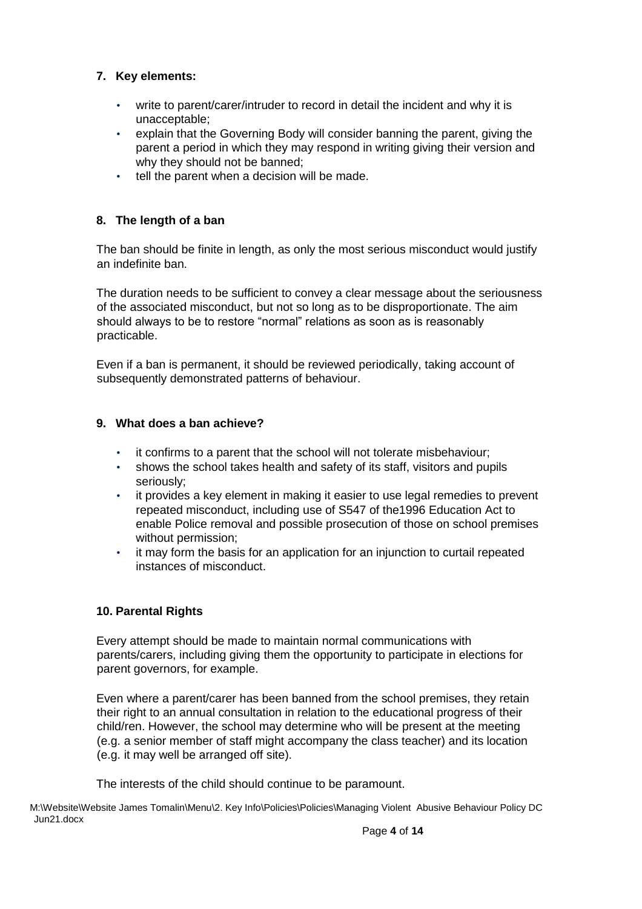## 7. Key elements:

- write to parent/carer/intruder to record in detail the incident and why it is unacceptable;
- explain that the Governing Body will consider banning the parent, giving the parent a period in which they may respond in writing giving their version and why they should not be banned;
- tell the parent when a decision will be made.

## 8. The length of a ban

The ban should be finite in length, as only the most serious misconduct would justify an indefinite ban.

The duration needs to be sufficient to convey a clear message about the seriousness of the associated misconduct, but not so long as to be disproportionate. The aim should always to be to restore "normal" relations as soon as is reasonably practicable.

Even if a ban is permanent, it should be reviewed periodically, taking account of subsequently demonstrated patterns of behaviour.

## 9. What does a ban achieve?

- it confirms to a parent that the school will not tolerate misbehaviour;
- shows the school takes health and safety of its staff, visitors and pupils seriously;
- it provides a key element in making it easier to use legal remedies to prevent repeated misconduct, including use of S547 of the1996 Education Act to enable Police removal and possible prosecution of those on school premises without permission;
- it may form the basis for an application for an injunction to curtail repeated instances of misconduct.

## 10. Parental Rights

Every attempt should be made to maintain normal communications with parents/carers, including giving them the opportunity to participate in elections for parent governors, for example.

Even where a parent/carer has been banned from the school premises, they retain their right to an annual consultation in relation to the educational progress of their child/ren. However, the school may determine who will be present at the meeting (e.g. a senior member of staff might accompany the class teacher) and its location (e.g. it may well be arranged off site).

The interests of the child should continue to be paramount.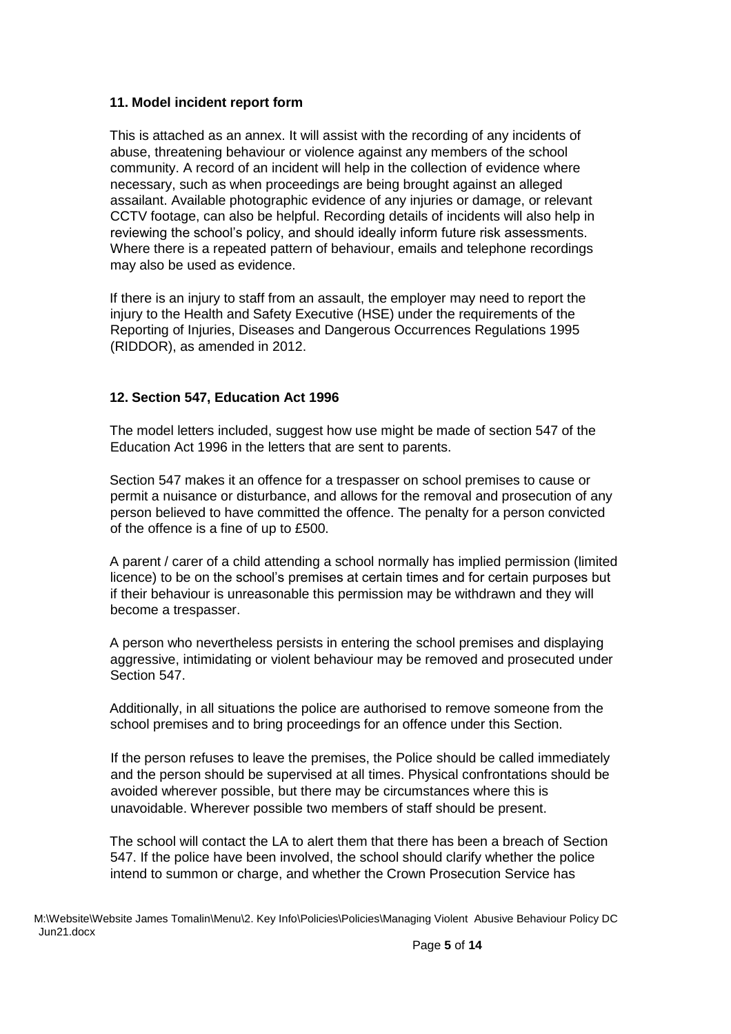### 11. Model incident report form

This is attached as an annex. It will assist with the recording of any incidents of abuse, threatening behaviour or violence against any members of the school community. A record of an incident will help in the collection of evidence where necessary, such as when proceedings are being brought against an alleged assailant. Available photographic evidence of any injuries or damage, or relevant CCTV footage, can also be helpful. Recording details of incidents will also help in reviewing the school's policy, and should ideally inform future risk assessments. Where there is a repeated pattern of behaviour, emails and telephone recordings may also be used as evidence.

If there is an injury to staff from an assault, the employer may need to report the injury to the Health and Safety Executive (HSE) under the requirements of the Reporting of Injuries, Diseases and Dangerous Occurrences Regulations 1995 (RIDDOR), as amended in 2012.

### 12. Section 547, Education Act 1996

The model letters included, suggest how use might be made of section 547 of the Education Act 1996 in the letters that are sent to parents.

Section 547 makes it an offence for a trespasser on school premises to cause or permit a nuisance or disturbance, and allows for the removal and prosecution of any person believed to have committed the offence. The penalty for a person convicted of the offence is a fine of up to £500.

A parent / carer of a child attending a school normally has implied permission (limited licence) to be on the school's premises at certain times and for certain purposes but if their behaviour is unreasonable this permission may be withdrawn and they will become a trespasser.

A person who nevertheless persists in entering the school premises and displaying aggressive, intimidating or violent behaviour may be removed and prosecuted under Section 547.

Additionally, in all situations the police are authorised to remove someone from the school premises and to bring proceedings for an offence under this Section.

If the person refuses to leave the premises, the Police should be called immediately and the person should be supervised at all times. Physical confrontations should be avoided wherever possible, but there may be circumstances where this is unavoidable. Wherever possible two members of staff should be present.

The school will contact the LA to alert them that there has been a breach of Section 547. If the police have been involved, the school should clarify whether the police intend to summon or charge, and whether the Crown Prosecution Service has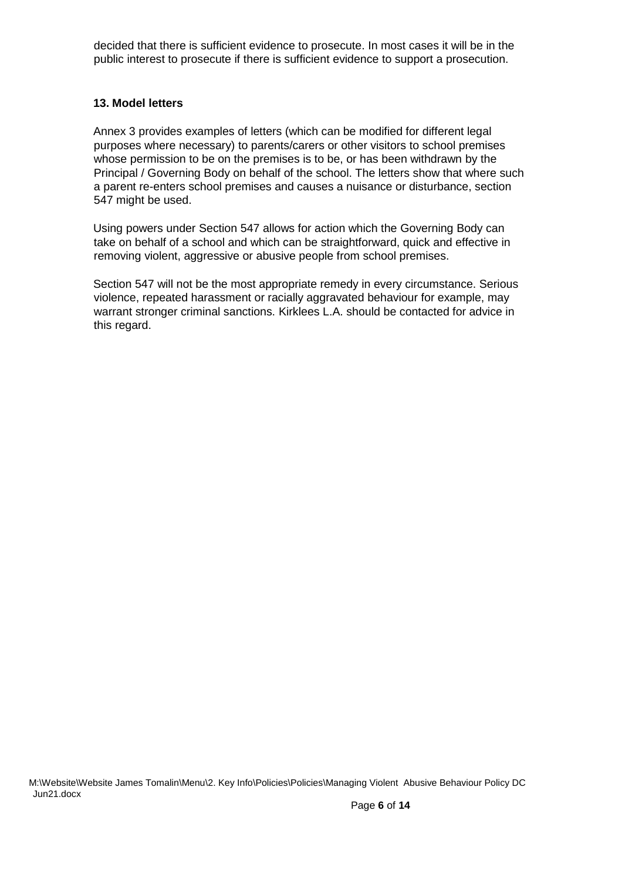decided that there is sufficient evidence to prosecute. In most cases it will be in the public interest to prosecute if there is sufficient evidence to support a prosecution.

### 13. Model letters

Annex 3 provides examples of letters (which can be modified for different legal purposes where necessary) to parents/carers or other visitors to school premises whose permission to be on the premises is to be, or has been withdrawn by the Principal / Governing Body on behalf of the school. The letters show that where such a parent re-enters school premises and causes a nuisance or disturbance, section 547 might be used.

Using powers under Section 547 allows for action which the Governing Body can take on behalf of a school and which can be straightforward, quick and effective in removing violent, aggressive or abusive people from school premises.

Section 547 will not be the most appropriate remedy in every circumstance. Serious violence, repeated harassment or racially aggravated behaviour for example, may warrant stronger criminal sanctions. Kirklees L.A. should be contacted for advice in this regard.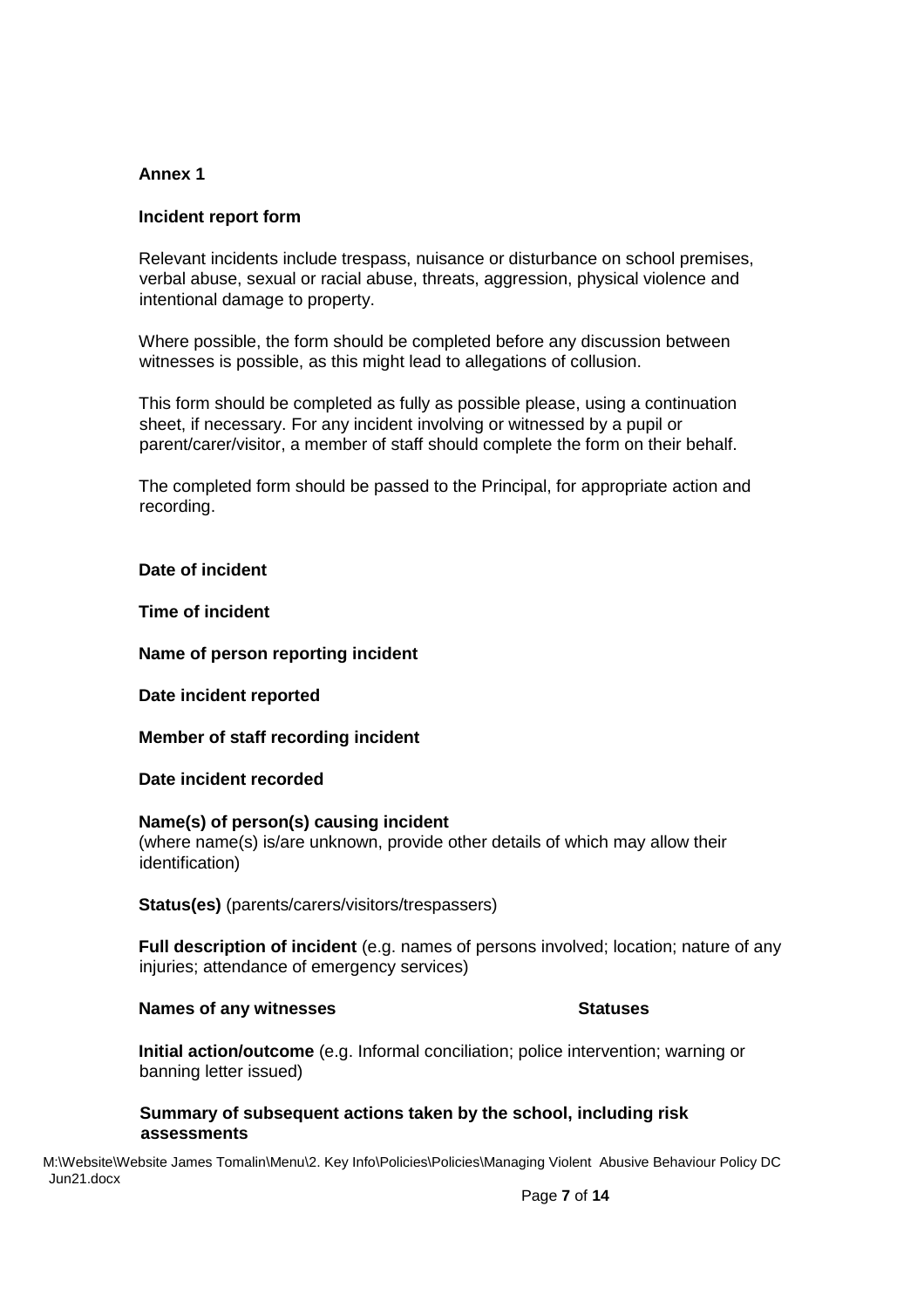**Annex 1**

**Incident report form**

Relevant incidents include trespass, nuisance or disturbance on school premises, verbal abuse, sexual or racial abuse, threats, aggression, physical violence and intentional damage to property.

Where possible, the form should be completed before any discussion between witnesses is possible, as this might lead to allegations of collusion.

This form should be completed as fully as possible please, using a continuation sheet, if necessary. For any incident involving or witnessed by a pupil or parent/carer/visitor, a member of staff should complete the form on their behalf.

The completed form should be passed to the Principal, for appropriate action and recording.

**Date of incident**

**Time of incident**

**Name of person reporting incident**

**Date incident reported**

**Member of staff recording incident**

**Date incident recorded**

**Name(s) of person(s) causing incident**
(where name(s) is/are unknown, provide other details of which may allow their identification)

**Status(es)** (parents/carers/visitors/trespassers)

**Full description of incident** (e.g. names of persons involved; location; nature of any injuries; attendance of emergency services)

**Names of any witnesses** **Statuses**

**Initial action/outcome** (e.g. Informal conciliation; police intervention; warning or banning letter issued)

**Summary of subsequent actions taken by the school, including risk assessments**

M:\Website\Website James Tomalin\Menu\2. Key Info\Policies\Policies\Managing Violent Abusive Behaviour Policy DC Jun21.docx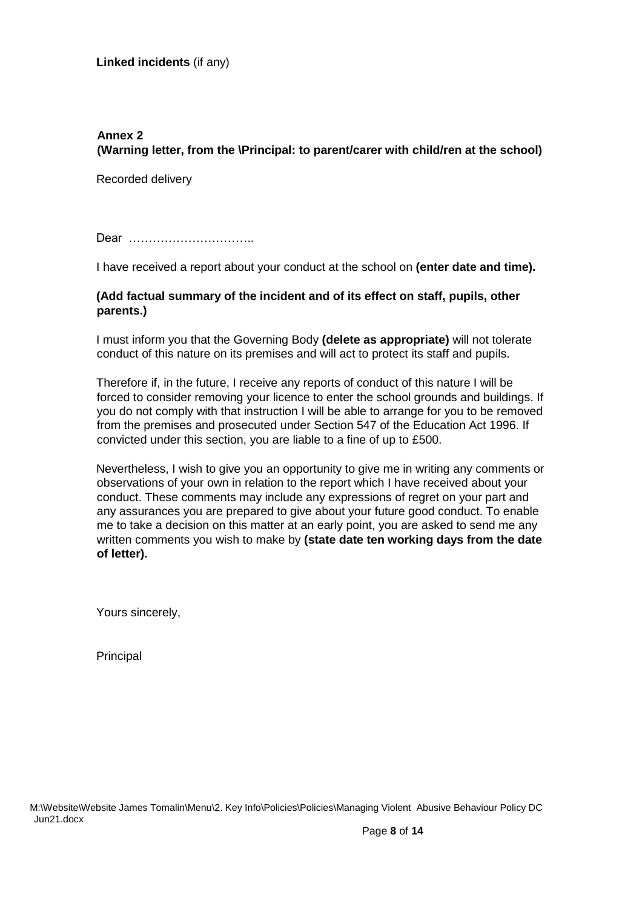**Linked incidents** (if any)

**Annex 2**
**(Warning letter, from the \Principal: to parent/carer with child/ren at the school)**

Recorded delivery

Dear …………………………..

I have received a report about your conduct at the school on **(enter date and time).**

**(Add factual summary of the incident and of its effect on staff, pupils, other parents.)**

I must inform you that the Governing Body **(delete as appropriate)** will not tolerate conduct of this nature on its premises and will act to protect its staff and pupils.

Therefore if, in the future, I receive any reports of conduct of this nature I will be forced to consider removing your licence to enter the school grounds and buildings. If you do not comply with that instruction I will be able to arrange for you to be removed from the premises and prosecuted under Section 547 of the Education Act 1996. If convicted under this section, you are liable to a fine of up to £500.

Nevertheless, I wish to give you an opportunity to give me in writing any comments or observations of your own in relation to the report which I have received about your conduct. These comments may include any expressions of regret on your part and any assurances you are prepared to give about your future good conduct. To enable me to take a decision on this matter at an early point, you are asked to send me any written comments you wish to make by **(state date ten working days from the date of letter).**

Yours sincerely,

Principal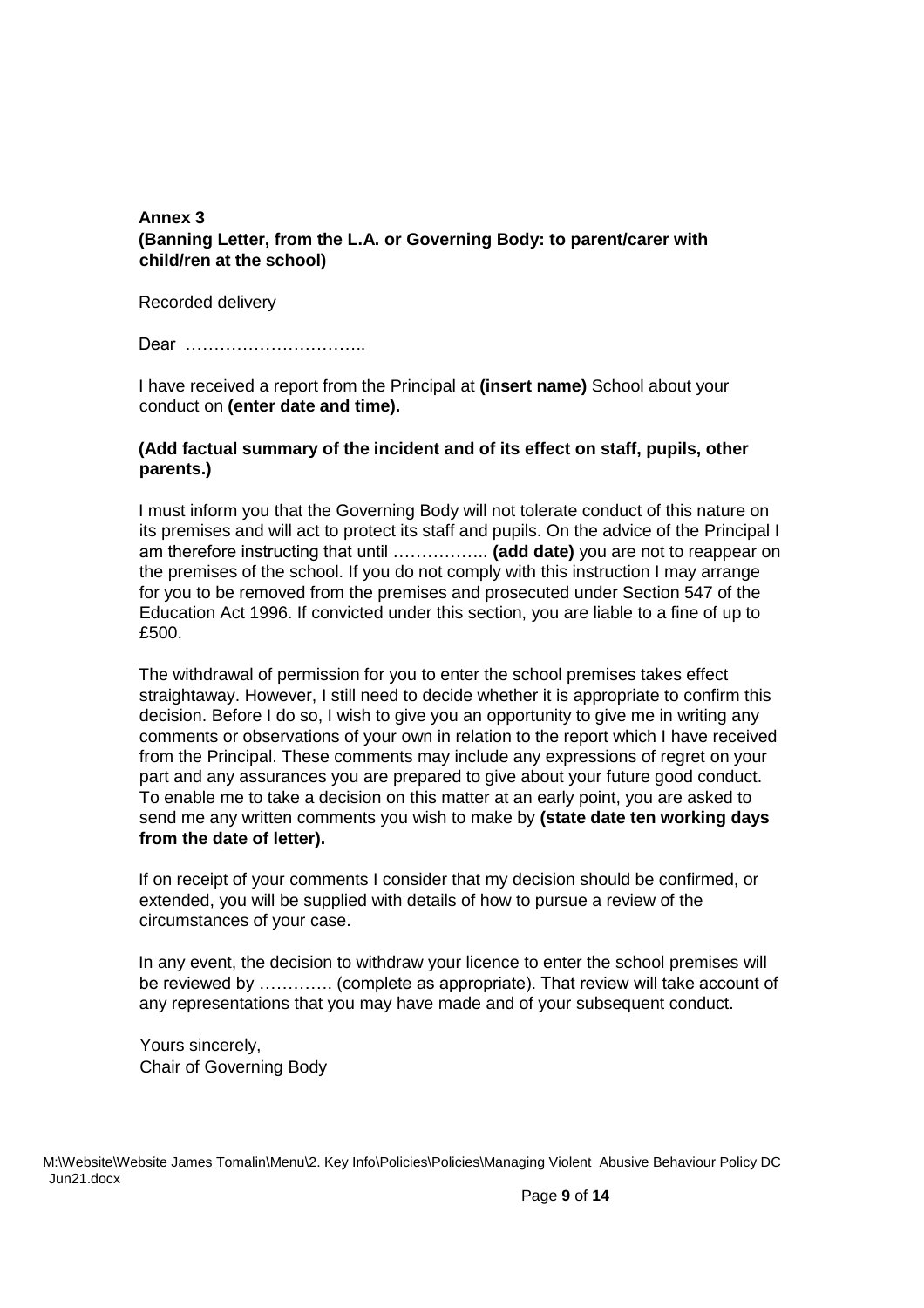**Annex 3**
**(Banning Letter, from the L.A. or Governing Body: to parent/carer with child/ren at the school)**

Recorded delivery

Dear …………………………..

I have received a report from the Principal at **(insert name)** School about your conduct on **(enter date and time).**

**(Add factual summary of the incident and of its effect on staff, pupils, other parents.)**

I must inform you that the Governing Body will not tolerate conduct of this nature on its premises and will act to protect its staff and pupils. On the advice of the Principal I am therefore instructing that until …………….. **(add date)** you are not to reappear on the premises of the school. If you do not comply with this instruction I may arrange for you to be removed from the premises and prosecuted under Section 547 of the Education Act 1996. If convicted under this section, you are liable to a fine of up to £500.

The withdrawal of permission for you to enter the school premises takes effect straightaway. However, I still need to decide whether it is appropriate to confirm this decision. Before I do so, I wish to give you an opportunity to give me in writing any comments or observations of your own in relation to the report which I have received from the Principal. These comments may include any expressions of regret on your part and any assurances you are prepared to give about your future good conduct. To enable me to take a decision on this matter at an early point, you are asked to send me any written comments you wish to make by **(state date ten working days from the date of letter).**

If on receipt of your comments I consider that my decision should be confirmed, or extended, you will be supplied with details of how to pursue a review of the circumstances of your case.

In any event, the decision to withdraw your licence to enter the school premises will be reviewed by …………. (complete as appropriate). That review will take account of any representations that you may have made and of your subsequent conduct.

Yours sincerely,
Chair of Governing Body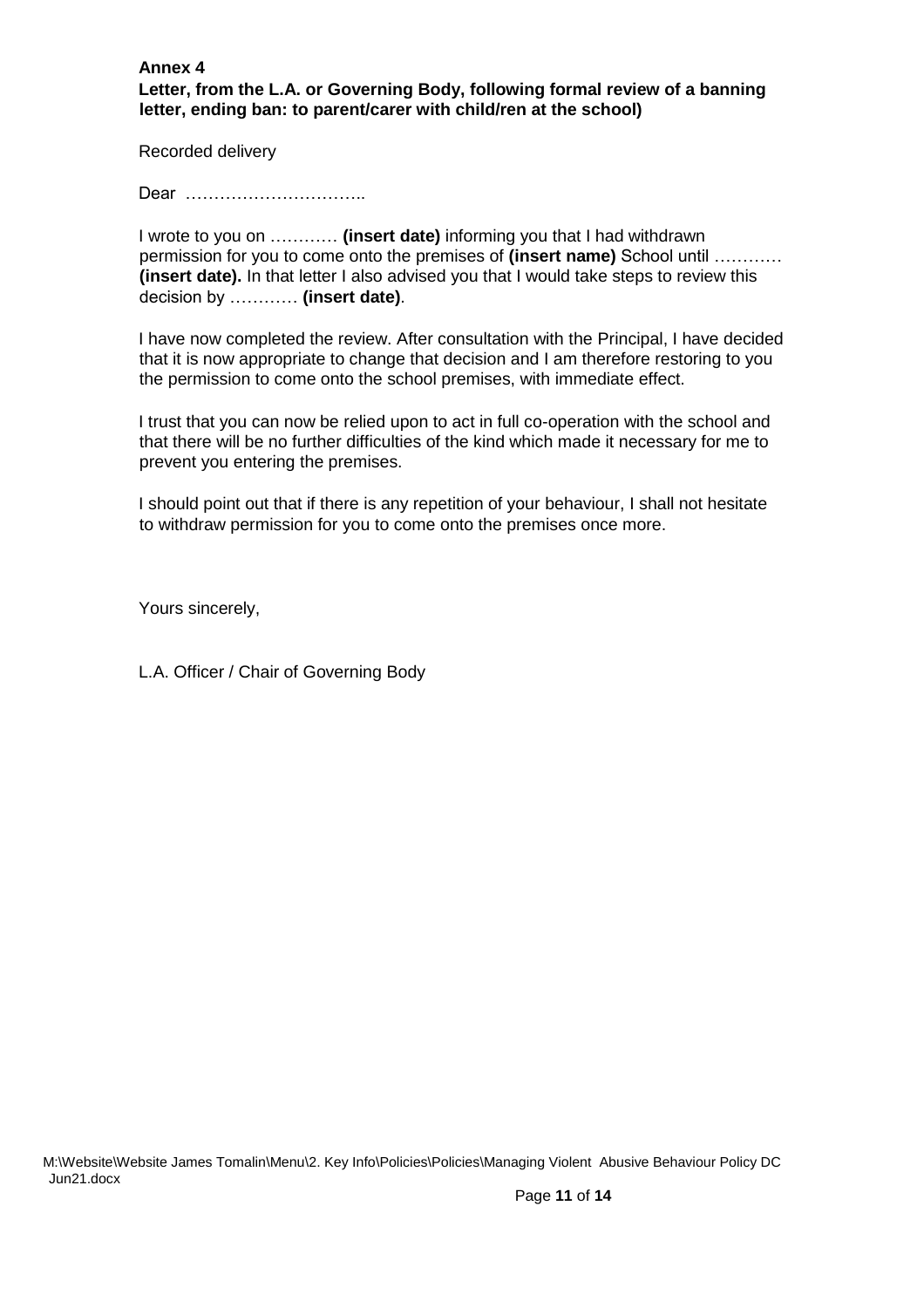**Annex 4**

**Letter, from the L.A. or Governing Body, following formal review of a banning letter, ending ban: to parent/carer with child/ren at the school)**

Recorded delivery

Dear …………………………..

I wrote to you on ………… **(insert date)** informing you that I had withdrawn permission for you to come onto the premises of **(insert name)** School until ………… **(insert date).** In that letter I also advised you that I would take steps to review this decision by ………… **(insert date)**.

I have now completed the review. After consultation with the Principal, I have decided that it is now appropriate to change that decision and I am therefore restoring to you the permission to come onto the school premises, with immediate effect.

I trust that you can now be relied upon to act in full co-operation with the school and that there will be no further difficulties of the kind which made it necessary for me to prevent you entering the premises.

I should point out that if there is any repetition of your behaviour, I shall not hesitate to withdraw permission for you to come onto the premises once more.

Yours sincerely,

L.A. Officer / Chair of Governing Body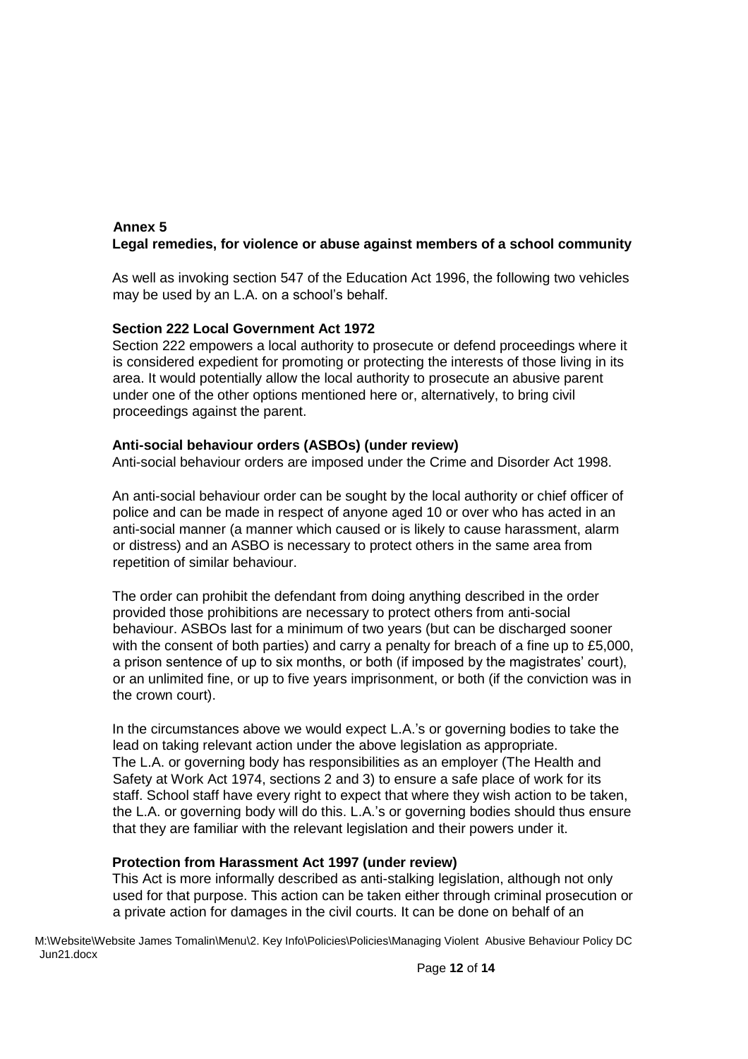## Annex 5

**Legal remedies, for violence or abuse against members of a school community**

As well as invoking section 547 of the Education Act 1996, the following two vehicles may be used by an L.A. on a school's behalf.

### Section 222 Local Government Act 1972

Section 222 empowers a local authority to prosecute or defend proceedings where it is considered expedient for promoting or protecting the interests of those living in its area. It would potentially allow the local authority to prosecute an abusive parent under one of the other options mentioned here or, alternatively, to bring civil proceedings against the parent.

### Anti-social behaviour orders (ASBOs) (under review)

Anti-social behaviour orders are imposed under the Crime and Disorder Act 1998.

An anti-social behaviour order can be sought by the local authority or chief officer of police and can be made in respect of anyone aged 10 or over who has acted in an anti-social manner (a manner which caused or is likely to cause harassment, alarm or distress) and an ASBO is necessary to protect others in the same area from repetition of similar behaviour.

The order can prohibit the defendant from doing anything described in the order provided those prohibitions are necessary to protect others from anti-social behaviour. ASBOs last for a minimum of two years (but can be discharged sooner with the consent of both parties) and carry a penalty for breach of a fine up to £5,000, a prison sentence of up to six months, or both (if imposed by the magistrates' court), or an unlimited fine, or up to five years imprisonment, or both (if the conviction was in the crown court).

In the circumstances above we would expect L.A.'s or governing bodies to take the lead on taking relevant action under the above legislation as appropriate.
The L.A. or governing body has responsibilities as an employer (The Health and Safety at Work Act 1974, sections 2 and 3) to ensure a safe place of work for its staff. School staff have every right to expect that where they wish action to be taken, the L.A. or governing body will do this. L.A.'s or governing bodies should thus ensure that they are familiar with the relevant legislation and their powers under it.

### Protection from Harassment Act 1997 (under review)

This Act is more informally described as anti-stalking legislation, although not only used for that purpose. This action can be taken either through criminal prosecution or a private action for damages in the civil courts. It can be done on behalf of an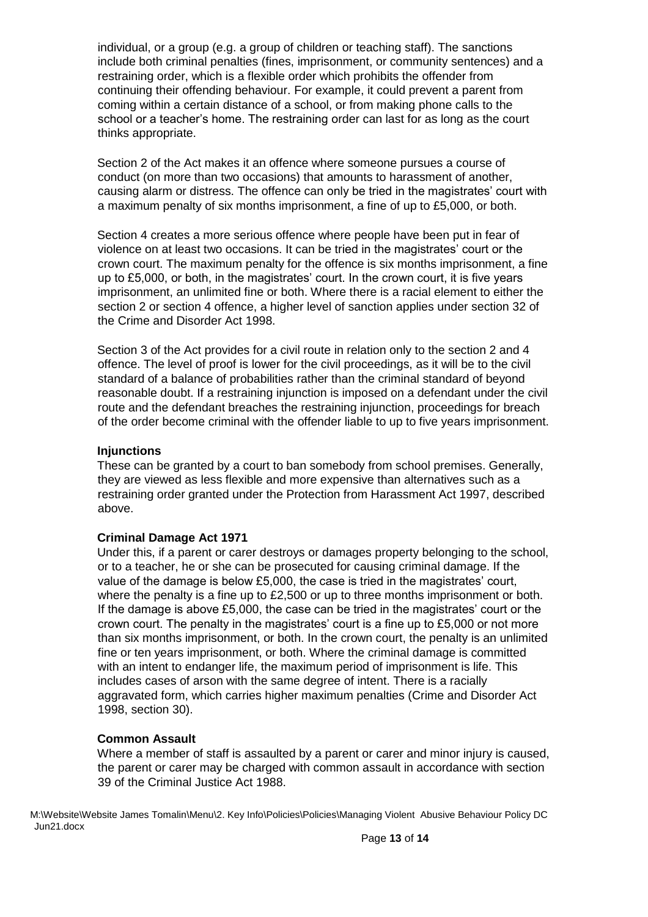individual, or a group (e.g. a group of children or teaching staff). The sanctions include both criminal penalties (fines, imprisonment, or community sentences) and a restraining order, which is a flexible order which prohibits the offender from continuing their offending behaviour. For example, it could prevent a parent from coming within a certain distance of a school, or from making phone calls to the school or a teacher's home. The restraining order can last for as long as the court thinks appropriate.

Section 2 of the Act makes it an offence where someone pursues a course of conduct (on more than two occasions) that amounts to harassment of another, causing alarm or distress. The offence can only be tried in the magistrates' court with a maximum penalty of six months imprisonment, a fine of up to £5,000, or both.

Section 4 creates a more serious offence where people have been put in fear of violence on at least two occasions. It can be tried in the magistrates' court or the crown court. The maximum penalty for the offence is six months imprisonment, a fine up to £5,000, or both, in the magistrates' court. In the crown court, it is five years imprisonment, an unlimited fine or both. Where there is a racial element to either the section 2 or section 4 offence, a higher level of sanction applies under section 32 of the Crime and Disorder Act 1998.

Section 3 of the Act provides for a civil route in relation only to the section 2 and 4 offence. The level of proof is lower for the civil proceedings, as it will be to the civil standard of a balance of probabilities rather than the criminal standard of beyond reasonable doubt. If a restraining injunction is imposed on a defendant under the civil route and the defendant breaches the restraining injunction, proceedings for breach of the order become criminal with the offender liable to up to five years imprisonment.

**Injunctions**

These can be granted by a court to ban somebody from school premises. Generally, they are viewed as less flexible and more expensive than alternatives such as a restraining order granted under the Protection from Harassment Act 1997, described above.

**Criminal Damage Act 1971**

Under this, if a parent or carer destroys or damages property belonging to the school, or to a teacher, he or she can be prosecuted for causing criminal damage. If the value of the damage is below £5,000, the case is tried in the magistrates' court, where the penalty is a fine up to £2,500 or up to three months imprisonment or both. If the damage is above £5,000, the case can be tried in the magistrates' court or the crown court. The penalty in the magistrates' court is a fine up to £5,000 or not more than six months imprisonment, or both. In the crown court, the penalty is an unlimited fine or ten years imprisonment, or both. Where the criminal damage is committed with an intent to endanger life, the maximum period of imprisonment is life. This includes cases of arson with the same degree of intent. There is a racially aggravated form, which carries higher maximum penalties (Crime and Disorder Act 1998, section 30).

**Common Assault**

Where a member of staff is assaulted by a parent or carer and minor injury is caused, the parent or carer may be charged with common assault in accordance with section 39 of the Criminal Justice Act 1988.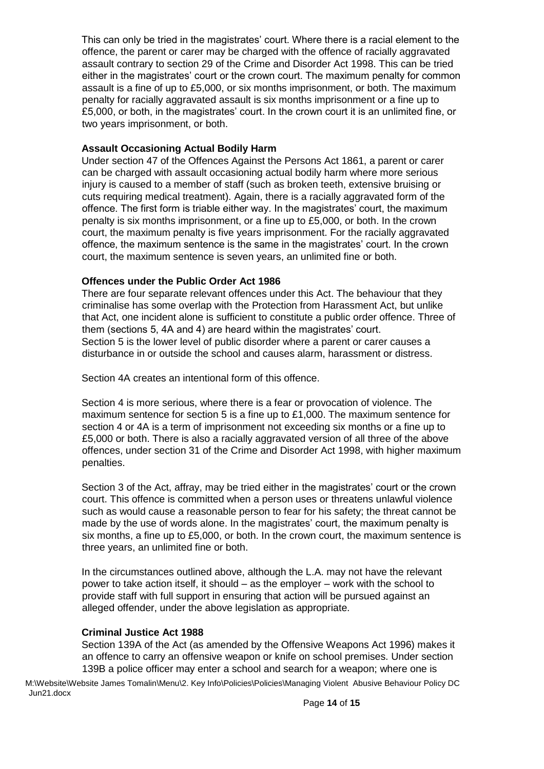This can only be tried in the magistrates' court. Where there is a racial element to the offence, the parent or carer may be charged with the offence of racially aggravated assault contrary to section 29 of the Crime and Disorder Act 1998. This can be tried either in the magistrates' court or the crown court. The maximum penalty for common assault is a fine of up to £5,000, or six months imprisonment, or both. The maximum penalty for racially aggravated assault is six months imprisonment or a fine up to £5,000, or both, in the magistrates' court. In the crown court it is an unlimited fine, or two years imprisonment, or both.

**Assault Occasioning Actual Bodily Harm**

Under section 47 of the Offences Against the Persons Act 1861, a parent or carer can be charged with assault occasioning actual bodily harm where more serious injury is caused to a member of staff (such as broken teeth, extensive bruising or cuts requiring medical treatment). Again, there is a racially aggravated form of the offence. The first form is triable either way. In the magistrates' court, the maximum penalty is six months imprisonment, or a fine up to £5,000, or both. In the crown court, the maximum penalty is five years imprisonment. For the racially aggravated offence, the maximum sentence is the same in the magistrates' court. In the crown court, the maximum sentence is seven years, an unlimited fine or both.

**Offences under the Public Order Act 1986**

There are four separate relevant offences under this Act. The behaviour that they criminalise has some overlap with the Protection from Harassment Act, but unlike that Act, one incident alone is sufficient to constitute a public order offence. Three of them (sections 5, 4A and 4) are heard within the magistrates' court.
Section 5 is the lower level of public disorder where a parent or carer causes a disturbance in or outside the school and causes alarm, harassment or distress.

Section 4A creates an intentional form of this offence.

Section 4 is more serious, where there is a fear or provocation of violence. The maximum sentence for section 5 is a fine up to £1,000. The maximum sentence for section 4 or 4A is a term of imprisonment not exceeding six months or a fine up to £5,000 or both. There is also a racially aggravated version of all three of the above offences, under section 31 of the Crime and Disorder Act 1998, with higher maximum penalties.

Section 3 of the Act, affray, may be tried either in the magistrates' court or the crown court. This offence is committed when a person uses or threatens unlawful violence such as would cause a reasonable person to fear for his safety; the threat cannot be made by the use of words alone. In the magistrates' court, the maximum penalty is six months, a fine up to £5,000, or both. In the crown court, the maximum sentence is three years, an unlimited fine or both.

In the circumstances outlined above, although the L.A. may not have the relevant power to take action itself, it should – as the employer – work with the school to provide staff with full support in ensuring that action will be pursued against an alleged offender, under the above legislation as appropriate.

**Criminal Justice Act 1988**

Section 139A of the Act (as amended by the Offensive Weapons Act 1996) makes it an offence to carry an offensive weapon or knife on school premises. Under section 139B a police officer may enter a school and search for a weapon; where one is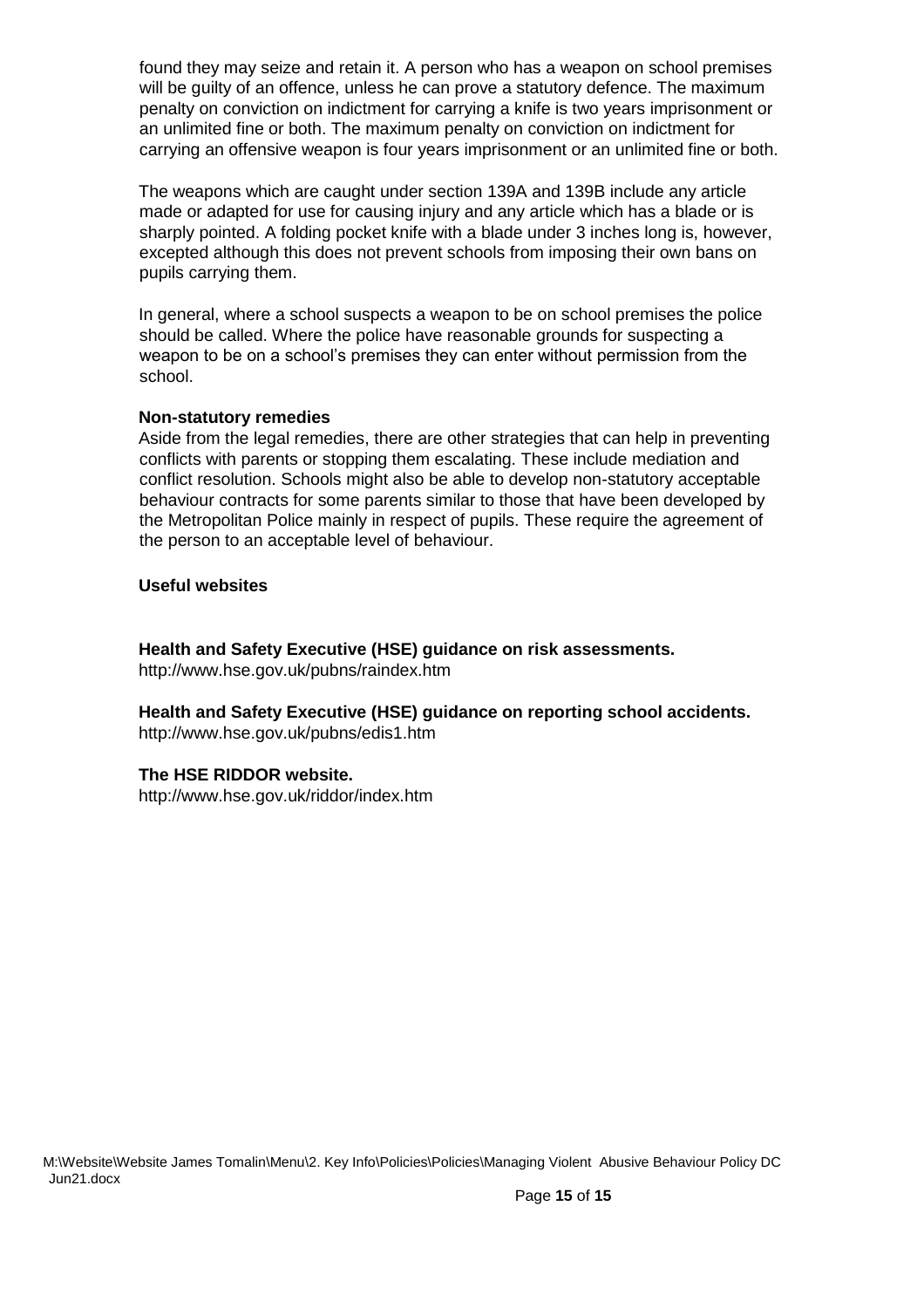found they may seize and retain it. A person who has a weapon on school premises will be guilty of an offence, unless he can prove a statutory defence. The maximum penalty on conviction on indictment for carrying a knife is two years imprisonment or an unlimited fine or both. The maximum penalty on conviction on indictment for carrying an offensive weapon is four years imprisonment or an unlimited fine or both.

The weapons which are caught under section 139A and 139B include any article made or adapted for use for causing injury and any article which has a blade or is sharply pointed. A folding pocket knife with a blade under 3 inches long is, however, excepted although this does not prevent schools from imposing their own bans on pupils carrying them.

In general, where a school suspects a weapon to be on school premises the police should be called. Where the police have reasonable grounds for suspecting a weapon to be on a school's premises they can enter without permission from the school.

**Non-statutory remedies**

Aside from the legal remedies, there are other strategies that can help in preventing conflicts with parents or stopping them escalating. These include mediation and conflict resolution. Schools might also be able to develop non-statutory acceptable behaviour contracts for some parents similar to those that have been developed by the Metropolitan Police mainly in respect of pupils. These require the agreement of the person to an acceptable level of behaviour.

**Useful websites**

**Health and Safety Executive (HSE) guidance on risk assessments.**
http://www.hse.gov.uk/pubns/raindex.htm

**Health and Safety Executive (HSE) guidance on reporting school accidents.**
http://www.hse.gov.uk/pubns/edis1.htm

**The HSE RIDDOR website.**
http://www.hse.gov.uk/riddor/index.htm